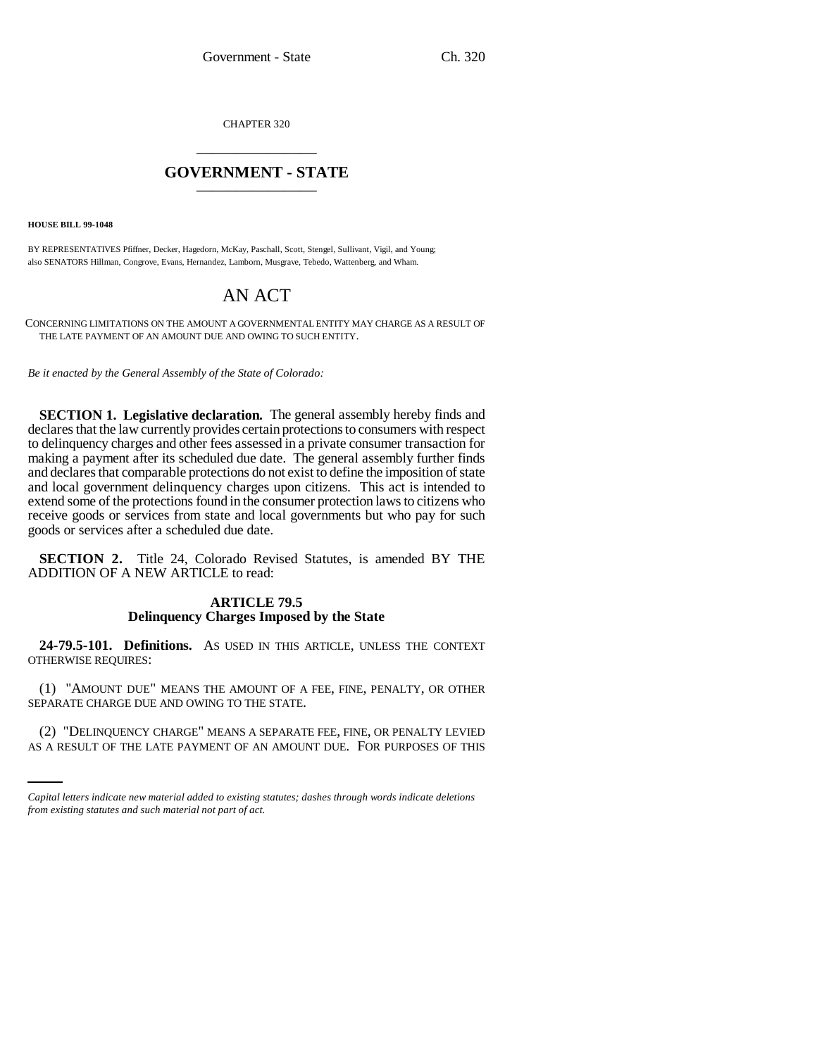CHAPTER 320

# GOVERNMENT - STATE

**HOUSE BILL 99-1048**

BY REPRESENTATIVES Pfiffner, Decker, Hagedorn, McKay, Paschall, Scott, Stengel, Sullivant, Vigil, and Young;
also SENATORS Hillman, Congrove, Evans, Hernandez, Lamborn, Musgrave, Tebedo, Wattenberg, and Wham.

## AN ACT

CONCERNING LIMITATIONS ON THE AMOUNT A GOVERNMENTAL ENTITY MAY CHARGE AS A RESULT OF THE LATE PAYMENT OF AN AMOUNT DUE AND OWING TO SUCH ENTITY.

*Be it enacted by the General Assembly of the State of Colorado:*

**SECTION 1. Legislative declaration.** The general assembly hereby finds and declares that the law currently provides certain protections to consumers with respect to delinquency charges and other fees assessed in a private consumer transaction for making a payment after its scheduled due date. The general assembly further finds and declares that comparable protections do not exist to define the imposition of state and local government delinquency charges upon citizens. This act is intended to extend some of the protections found in the consumer protection laws to citizens who receive goods or services from state and local governments but who pay for such goods or services after a scheduled due date.

**SECTION 2.** Title 24, Colorado Revised Statutes, is amended BY THE ADDITION OF A NEW ARTICLE to read:

### ARTICLE 79.5
### Delinquency Charges Imposed by the State

**24-79.5-101. Definitions.** AS USED IN THIS ARTICLE, UNLESS THE CONTEXT OTHERWISE REQUIRES:

(1) "AMOUNT DUE" MEANS THE AMOUNT OF A FEE, FINE, PENALTY, OR OTHER SEPARATE CHARGE DUE AND OWING TO THE STATE.

(2) "DELINQUENCY CHARGE" MEANS A SEPARATE FEE, FINE, OR PENALTY LEVIED AS A RESULT OF THE LATE PAYMENT OF AN AMOUNT DUE. FOR PURPOSES OF THIS

*Capital letters indicate new material added to existing statutes; dashes through words indicate deletions from existing statutes and such material not part of act.*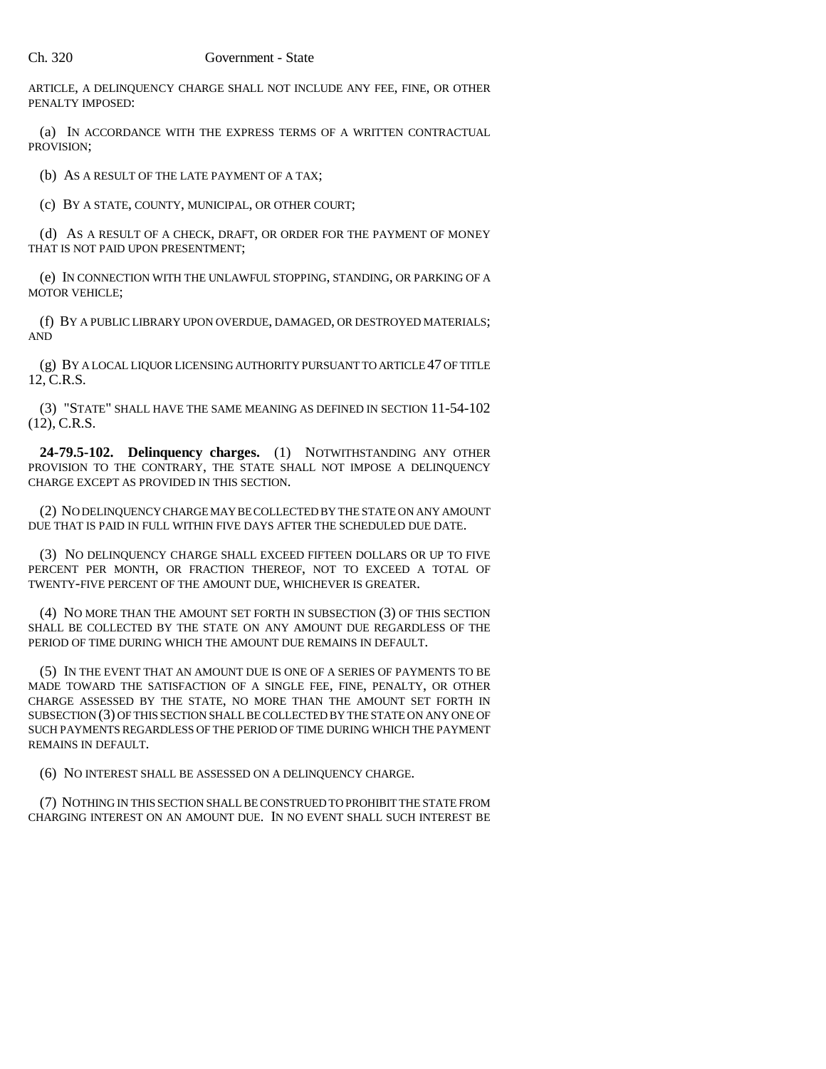ARTICLE, A DELINQUENCY CHARGE SHALL NOT INCLUDE ANY FEE, FINE, OR OTHER PENALTY IMPOSED:

(a) IN ACCORDANCE WITH THE EXPRESS TERMS OF A WRITTEN CONTRACTUAL PROVISION;

(b) AS A RESULT OF THE LATE PAYMENT OF A TAX;

(c) BY A STATE, COUNTY, MUNICIPAL, OR OTHER COURT;

(d) AS A RESULT OF A CHECK, DRAFT, OR ORDER FOR THE PAYMENT OF MONEY THAT IS NOT PAID UPON PRESENTMENT;

(e) IN CONNECTION WITH THE UNLAWFUL STOPPING, STANDING, OR PARKING OF A MOTOR VEHICLE;

(f) BY A PUBLIC LIBRARY UPON OVERDUE, DAMAGED, OR DESTROYED MATERIALS; AND

(g) BY A LOCAL LIQUOR LICENSING AUTHORITY PURSUANT TO ARTICLE 47 OF TITLE 12, C.R.S.

(3) "STATE" SHALL HAVE THE SAME MEANING AS DEFINED IN SECTION 11-54-102 (12), C.R.S.

**24-79.5-102. Delinquency charges.** (1) NOTWITHSTANDING ANY OTHER PROVISION TO THE CONTRARY, THE STATE SHALL NOT IMPOSE A DELINQUENCY CHARGE EXCEPT AS PROVIDED IN THIS SECTION.

(2) NO DELINQUENCY CHARGE MAY BE COLLECTED BY THE STATE ON ANY AMOUNT DUE THAT IS PAID IN FULL WITHIN FIVE DAYS AFTER THE SCHEDULED DUE DATE.

(3) NO DELINQUENCY CHARGE SHALL EXCEED FIFTEEN DOLLARS OR UP TO FIVE PERCENT PER MONTH, OR FRACTION THEREOF, NOT TO EXCEED A TOTAL OF TWENTY-FIVE PERCENT OF THE AMOUNT DUE, WHICHEVER IS GREATER.

(4) NO MORE THAN THE AMOUNT SET FORTH IN SUBSECTION (3) OF THIS SECTION SHALL BE COLLECTED BY THE STATE ON ANY AMOUNT DUE REGARDLESS OF THE PERIOD OF TIME DURING WHICH THE AMOUNT DUE REMAINS IN DEFAULT.

(5) IN THE EVENT THAT AN AMOUNT DUE IS ONE OF A SERIES OF PAYMENTS TO BE MADE TOWARD THE SATISFACTION OF A SINGLE FEE, FINE, PENALTY, OR OTHER CHARGE ASSESSED BY THE STATE, NO MORE THAN THE AMOUNT SET FORTH IN SUBSECTION (3) OF THIS SECTION SHALL BE COLLECTED BY THE STATE ON ANY ONE OF SUCH PAYMENTS REGARDLESS OF THE PERIOD OF TIME DURING WHICH THE PAYMENT REMAINS IN DEFAULT.

(6) NO INTEREST SHALL BE ASSESSED ON A DELINQUENCY CHARGE.

(7) NOTHING IN THIS SECTION SHALL BE CONSTRUED TO PROHIBIT THE STATE FROM CHARGING INTEREST ON AN AMOUNT DUE. IN NO EVENT SHALL SUCH INTEREST BE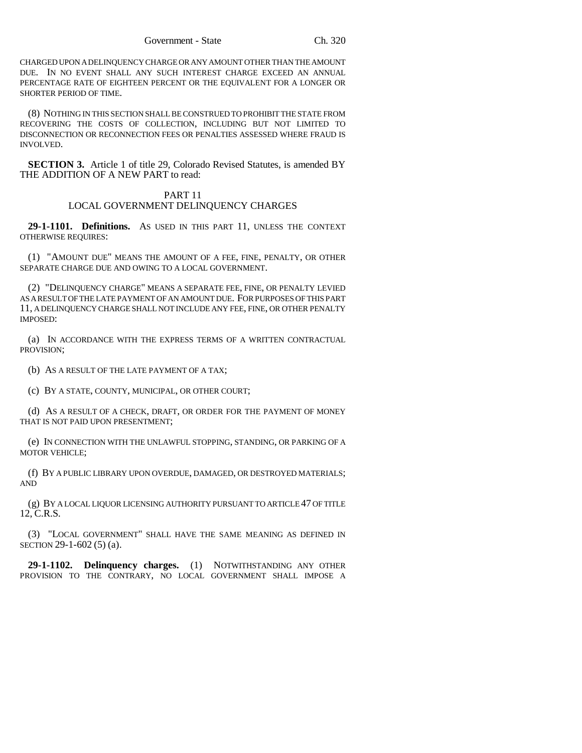CHARGED UPON A DELINQUENCY CHARGE OR ANY AMOUNT OTHER THAN THE AMOUNT DUE. IN NO EVENT SHALL ANY SUCH INTEREST CHARGE EXCEED AN ANNUAL PERCENTAGE RATE OF EIGHTEEN PERCENT OR THE EQUIVALENT FOR A LONGER OR SHORTER PERIOD OF TIME.

(8) NOTHING IN THIS SECTION SHALL BE CONSTRUED TO PROHIBIT THE STATE FROM RECOVERING THE COSTS OF COLLECTION, INCLUDING BUT NOT LIMITED TO DISCONNECTION OR RECONNECTION FEES OR PENALTIES ASSESSED WHERE FRAUD IS INVOLVED.

**SECTION 3.** Article 1 of title 29, Colorado Revised Statutes, is amended BY THE ADDITION OF A NEW PART to read:

PART 11
LOCAL GOVERNMENT DELINQUENCY CHARGES

**29-1-1101. Definitions.** AS USED IN THIS PART 11, UNLESS THE CONTEXT OTHERWISE REQUIRES:

(1) "AMOUNT DUE" MEANS THE AMOUNT OF A FEE, FINE, PENALTY, OR OTHER SEPARATE CHARGE DUE AND OWING TO A LOCAL GOVERNMENT.

(2) "DELINQUENCY CHARGE" MEANS A SEPARATE FEE, FINE, OR PENALTY LEVIED AS A RESULT OF THE LATE PAYMENT OF AN AMOUNT DUE. FOR PURPOSES OF THIS PART 11, A DELINQUENCY CHARGE SHALL NOT INCLUDE ANY FEE, FINE, OR OTHER PENALTY IMPOSED:

(a) IN ACCORDANCE WITH THE EXPRESS TERMS OF A WRITTEN CONTRACTUAL PROVISION;

(b) AS A RESULT OF THE LATE PAYMENT OF A TAX;

(c) BY A STATE, COUNTY, MUNICIPAL, OR OTHER COURT;

(d) AS A RESULT OF A CHECK, DRAFT, OR ORDER FOR THE PAYMENT OF MONEY THAT IS NOT PAID UPON PRESENTMENT;

(e) IN CONNECTION WITH THE UNLAWFUL STOPPING, STANDING, OR PARKING OF A MOTOR VEHICLE;

(f) BY A PUBLIC LIBRARY UPON OVERDUE, DAMAGED, OR DESTROYED MATERIALS; AND

(g) BY A LOCAL LIQUOR LICENSING AUTHORITY PURSUANT TO ARTICLE 47 OF TITLE 12, C.R.S.

(3) "LOCAL GOVERNMENT" SHALL HAVE THE SAME MEANING AS DEFINED IN SECTION 29-1-602 (5) (a).

**29-1-1102. Delinquency charges.** (1) NOTWITHSTANDING ANY OTHER PROVISION TO THE CONTRARY, NO LOCAL GOVERNMENT SHALL IMPOSE A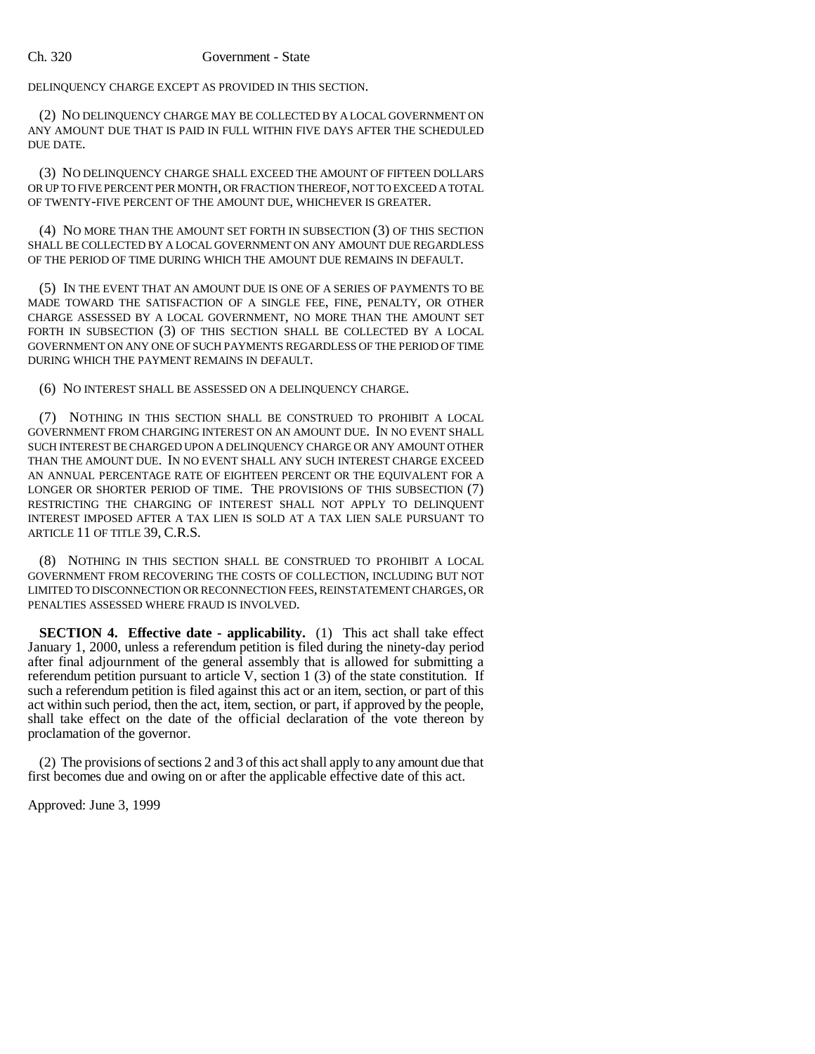DELINQUENCY CHARGE EXCEPT AS PROVIDED IN THIS SECTION.

(2) NO DELINQUENCY CHARGE MAY BE COLLECTED BY A LOCAL GOVERNMENT ON ANY AMOUNT DUE THAT IS PAID IN FULL WITHIN FIVE DAYS AFTER THE SCHEDULED DUE DATE.

(3) NO DELINQUENCY CHARGE SHALL EXCEED THE AMOUNT OF FIFTEEN DOLLARS OR UP TO FIVE PERCENT PER MONTH, OR FRACTION THEREOF, NOT TO EXCEED A TOTAL OF TWENTY-FIVE PERCENT OF THE AMOUNT DUE, WHICHEVER IS GREATER.

(4) NO MORE THAN THE AMOUNT SET FORTH IN SUBSECTION (3) OF THIS SECTION SHALL BE COLLECTED BY A LOCAL GOVERNMENT ON ANY AMOUNT DUE REGARDLESS OF THE PERIOD OF TIME DURING WHICH THE AMOUNT DUE REMAINS IN DEFAULT.

(5) IN THE EVENT THAT AN AMOUNT DUE IS ONE OF A SERIES OF PAYMENTS TO BE MADE TOWARD THE SATISFACTION OF A SINGLE FEE, FINE, PENALTY, OR OTHER CHARGE ASSESSED BY A LOCAL GOVERNMENT, NO MORE THAN THE AMOUNT SET FORTH IN SUBSECTION (3) OF THIS SECTION SHALL BE COLLECTED BY A LOCAL GOVERNMENT ON ANY ONE OF SUCH PAYMENTS REGARDLESS OF THE PERIOD OF TIME DURING WHICH THE PAYMENT REMAINS IN DEFAULT.

(6) NO INTEREST SHALL BE ASSESSED ON A DELINQUENCY CHARGE.

(7) NOTHING IN THIS SECTION SHALL BE CONSTRUED TO PROHIBIT A LOCAL GOVERNMENT FROM CHARGING INTEREST ON AN AMOUNT DUE. IN NO EVENT SHALL SUCH INTEREST BE CHARGED UPON A DELINQUENCY CHARGE OR ANY AMOUNT OTHER THAN THE AMOUNT DUE. IN NO EVENT SHALL ANY SUCH INTEREST CHARGE EXCEED AN ANNUAL PERCENTAGE RATE OF EIGHTEEN PERCENT OR THE EQUIVALENT FOR A LONGER OR SHORTER PERIOD OF TIME. THE PROVISIONS OF THIS SUBSECTION (7) RESTRICTING THE CHARGING OF INTEREST SHALL NOT APPLY TO DELINQUENT INTEREST IMPOSED AFTER A TAX LIEN IS SOLD AT A TAX LIEN SALE PURSUANT TO ARTICLE 11 OF TITLE 39, C.R.S.

(8) NOTHING IN THIS SECTION SHALL BE CONSTRUED TO PROHIBIT A LOCAL GOVERNMENT FROM RECOVERING THE COSTS OF COLLECTION, INCLUDING BUT NOT LIMITED TO DISCONNECTION OR RECONNECTION FEES, REINSTATEMENT CHARGES, OR PENALTIES ASSESSED WHERE FRAUD IS INVOLVED.

**SECTION 4. Effective date - applicability.** (1) This act shall take effect January 1, 2000, unless a referendum petition is filed during the ninety-day period after final adjournment of the general assembly that is allowed for submitting a referendum petition pursuant to article V, section 1 (3) of the state constitution. If such a referendum petition is filed against this act or an item, section, or part of this act within such period, then the act, item, section, or part, if approved by the people, shall take effect on the date of the official declaration of the vote thereon by proclamation of the governor.

(2) The provisions of sections 2 and 3 of this act shall apply to any amount due that first becomes due and owing on or after the applicable effective date of this act.

Approved: June 3, 1999